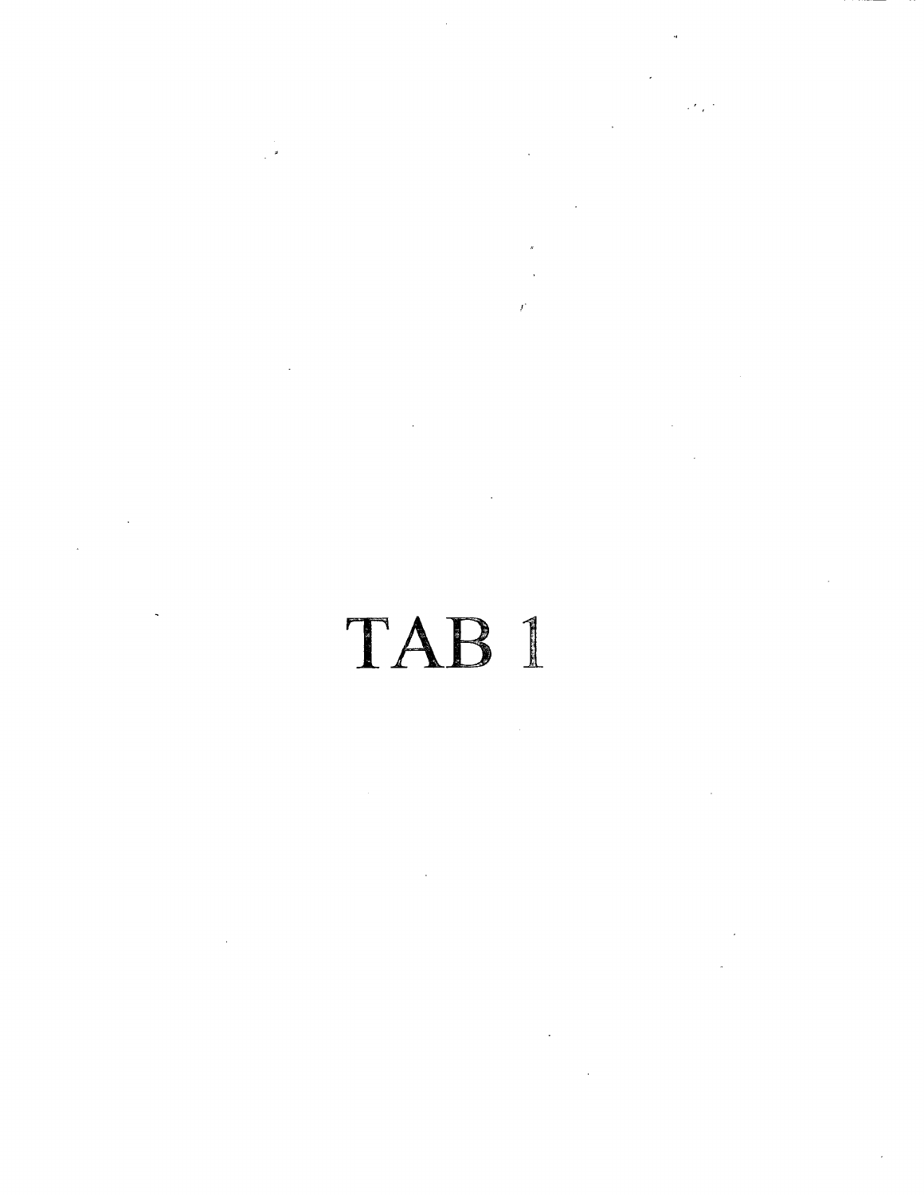# TAB 1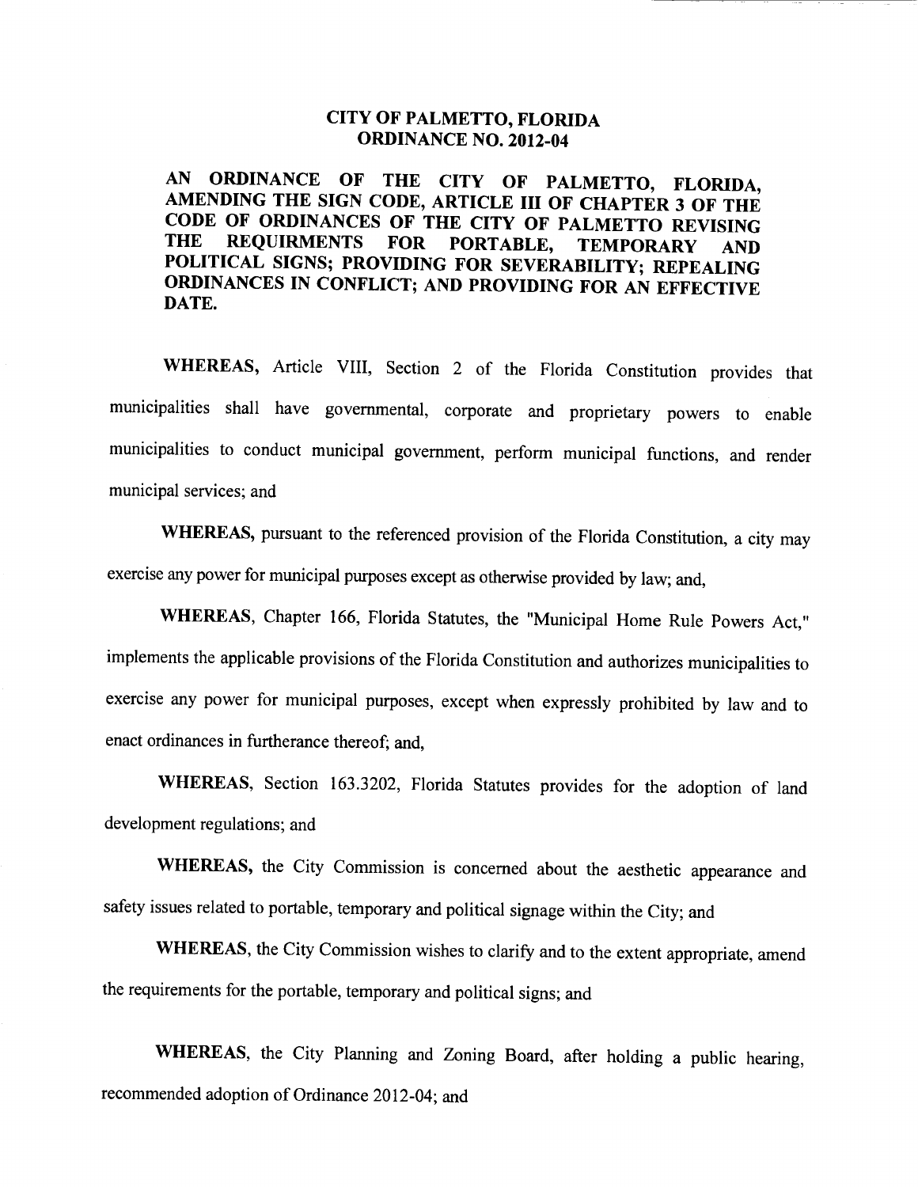# CITY OF PALMETTO, FLORIDA
## ORDINANCE NO. 2012-04

**AN ORDINANCE OF THE CITY OF PALMETTO, FLORIDA, AMENDING THE SIGN CODE, ARTICLE III OF CHAPTER 3 OF THE CODE OF ORDINANCES OF THE CITY OF PALMETTO REVISING THE REQUIRMENTS FOR PORTABLE, TEMPORARY AND POLITICAL SIGNS; PROVIDING FOR SEVERABILITY; REPEALING ORDINANCES IN CONFLICT; AND PROVIDING FOR AN EFFECTIVE DATE.**

**WHEREAS,** Article VIII, Section 2 of the Florida Constitution provides that municipalities shall have governmental, corporate and proprietary powers to enable municipalities to conduct municipal government, perform municipal functions, and render municipal services; and

**WHEREAS,** pursuant to the referenced provision of the Florida Constitution, a city may exercise any power for municipal purposes except as otherwise provided by law; and,

**WHEREAS,** Chapter 166, Florida Statutes, the "Municipal Home Rule Powers Act," implements the applicable provisions of the Florida Constitution and authorizes municipalities to exercise any power for municipal purposes, except when expressly prohibited by law and to enact ordinances in furtherance thereof; and,

**WHEREAS,** Section 163.3202, Florida Statutes provides for the adoption of land development regulations; and

**WHEREAS,** the City Commission is concerned about the aesthetic appearance and safety issues related to portable, temporary and political signage within the City; and

**WHEREAS,** the City Commission wishes to clarify and to the extent appropriate, amend the requirements for the portable, temporary and political signs; and

**WHEREAS,** the City Planning and Zoning Board, after holding a public hearing, recommended adoption of Ordinance 2012-04; and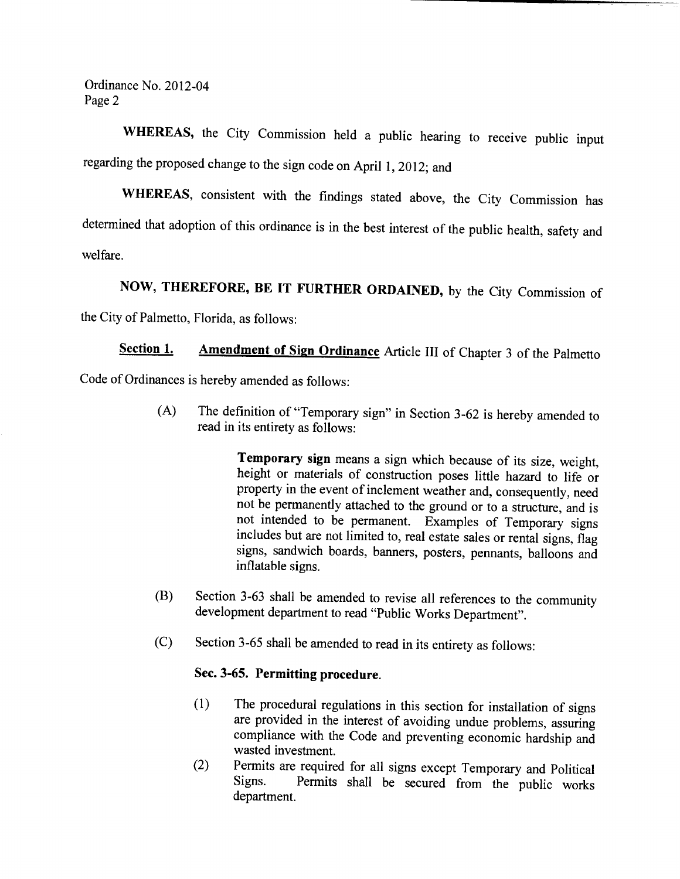Ordinance No. 2012-04
Page 2

**WHEREAS,** the City Commission held a public hearing to receive public input regarding the proposed change to the sign code on April 1, 2012; and

**WHEREAS,** consistent with the findings stated above, the City Commission has determined that adoption of this ordinance is in the best interest of the public health, safety and welfare.

**NOW, THEREFORE, BE IT FURTHER ORDAINED,** by the City Commission of the City of Palmetto, Florida, as follows:

**Section 1.** **Amendment of Sign Ordinance** Article III of Chapter 3 of the Palmetto Code of Ordinances is hereby amended as follows:

(A) The definition of "Temporary sign" in Section 3-62 is hereby amended to read in its entirety as follows:

> **Temporary sign** means a sign which because of its size, weight, height or materials of construction poses little hazard to life or property in the event of inclement weather and, consequently, need not be permanently attached to the ground or to a structure, and is not intended to be permanent. Examples of Temporary signs includes but are not limited to, real estate sales or rental signs, flag signs, sandwich boards, banners, posters, pennants, balloons and inflatable signs.

(B) Section 3-63 shall be amended to revise all references to the community development department to read "Public Works Department".

(C) Section 3-65 shall be amended to read in its entirety as follows:

**Sec. 3-65. Permitting procedure.**

(1) The procedural regulations in this section for installation of signs are provided in the interest of avoiding undue problems, assuring compliance with the Code and preventing economic hardship and wasted investment.

(2) Permits are required for all signs except Temporary and Political Signs. Permits shall be secured from the public works department.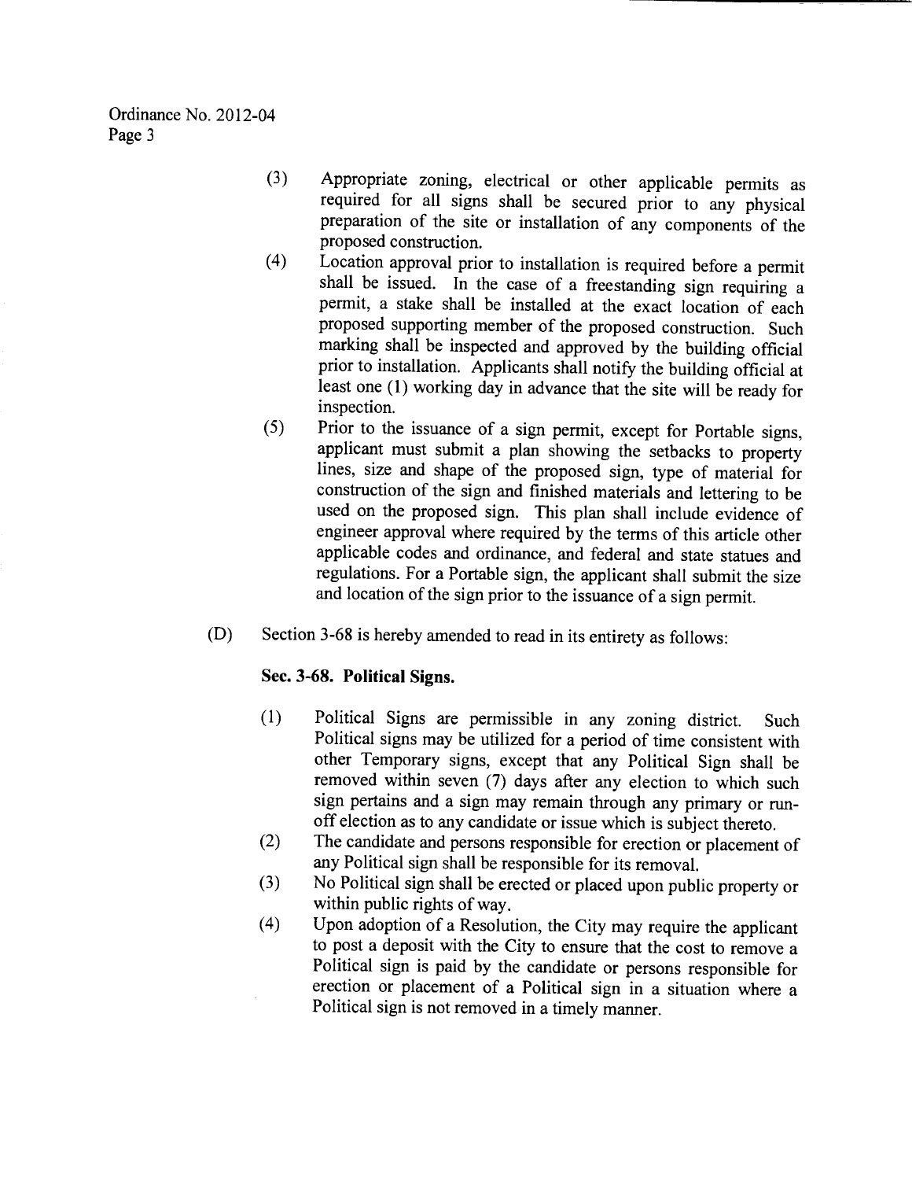(3) Appropriate zoning, electrical or other applicable permits as required for all signs shall be secured prior to any physical preparation of the site or installation of any components of the proposed construction.

(4) Location approval prior to installation is required before a permit shall be issued. In the case of a freestanding sign requiring a permit, a stake shall be installed at the exact location of each proposed supporting member of the proposed construction. Such marking shall be inspected and approved by the building official prior to installation. Applicants shall notify the building official at least one (1) working day in advance that the site will be ready for inspection.

(5) Prior to the issuance of a sign permit, except for Portable signs, applicant must submit a plan showing the setbacks to property lines, size and shape of the proposed sign, type of material for construction of the sign and finished materials and lettering to be used on the proposed sign. This plan shall include evidence of engineer approval where required by the terms of this article other applicable codes and ordinance, and federal and state statues and regulations. For a Portable sign, the applicant shall submit the size and location of the sign prior to the issuance of a sign permit.

(D) Section 3-68 is hereby amended to read in its entirety as follows:

**Sec. 3-68. Political Signs.**

(1) Political Signs are permissible in any zoning district. Such Political signs may be utilized for a period of time consistent with other Temporary signs, except that any Political Sign shall be removed within seven (7) days after any election to which such sign pertains and a sign may remain through any primary or run-off election as to any candidate or issue which is subject thereto.

(2) The candidate and persons responsible for erection or placement of any Political sign shall be responsible for its removal.

(3) No Political sign shall be erected or placed upon public property or within public rights of way.

(4) Upon adoption of a Resolution, the City may require the applicant to post a deposit with the City to ensure that the cost to remove a Political sign is paid by the candidate or persons responsible for erection or placement of a Political sign in a situation where a Political sign is not removed in a timely manner.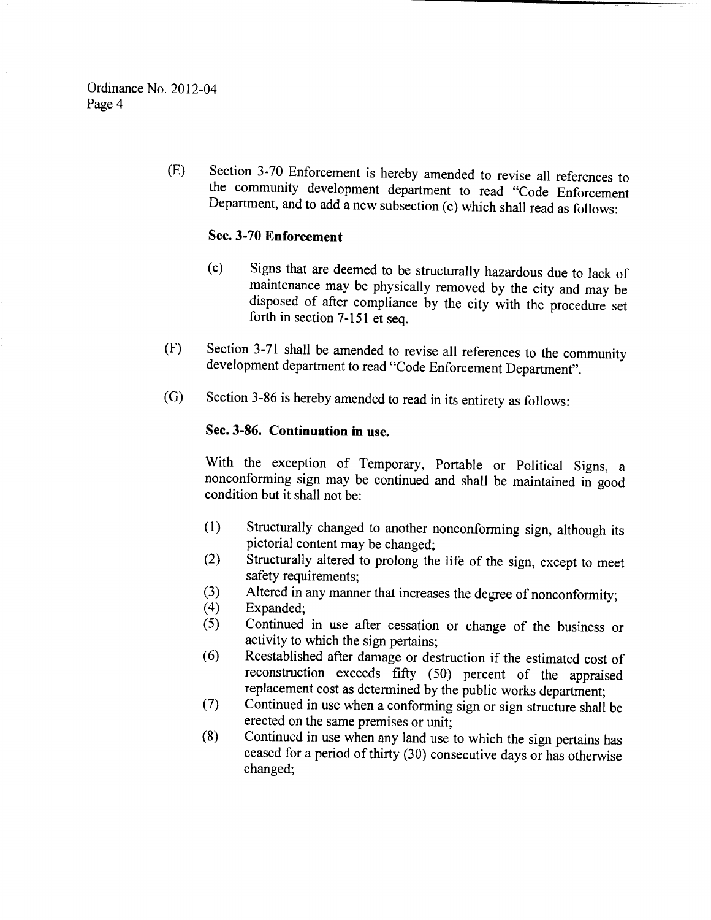(E) Section 3-70 Enforcement is hereby amended to revise all references to the community development department to read "Code Enforcement Department, and to add a new subsection (c) which shall read as follows:

**Sec. 3-70 Enforcement**

(c) Signs that are deemed to be structurally hazardous due to lack of maintenance may be physically removed by the city and may be disposed of after compliance by the city with the procedure set forth in section 7-151 et seq.

(F) Section 3-71 shall be amended to revise all references to the community development department to read "Code Enforcement Department".

(G) Section 3-86 is hereby amended to read in its entirety as follows:

**Sec. 3-86. Continuation in use.**

With the exception of Temporary, Portable or Political Signs, a nonconforming sign may be continued and shall be maintained in good condition but it shall not be:

(1) Structurally changed to another nonconforming sign, although its pictorial content may be changed;
(2) Structurally altered to prolong the life of the sign, except to meet safety requirements;
(3) Altered in any manner that increases the degree of nonconformity;
(4) Expanded;
(5) Continued in use after cessation or change of the business or activity to which the sign pertains;
(6) Reestablished after damage or destruction if the estimated cost of reconstruction exceeds fifty (50) percent of the appraised replacement cost as determined by the public works department;
(7) Continued in use when a conforming sign or sign structure shall be erected on the same premises or unit;
(8) Continued in use when any land use to which the sign pertains has ceased for a period of thirty (30) consecutive days or has otherwise changed;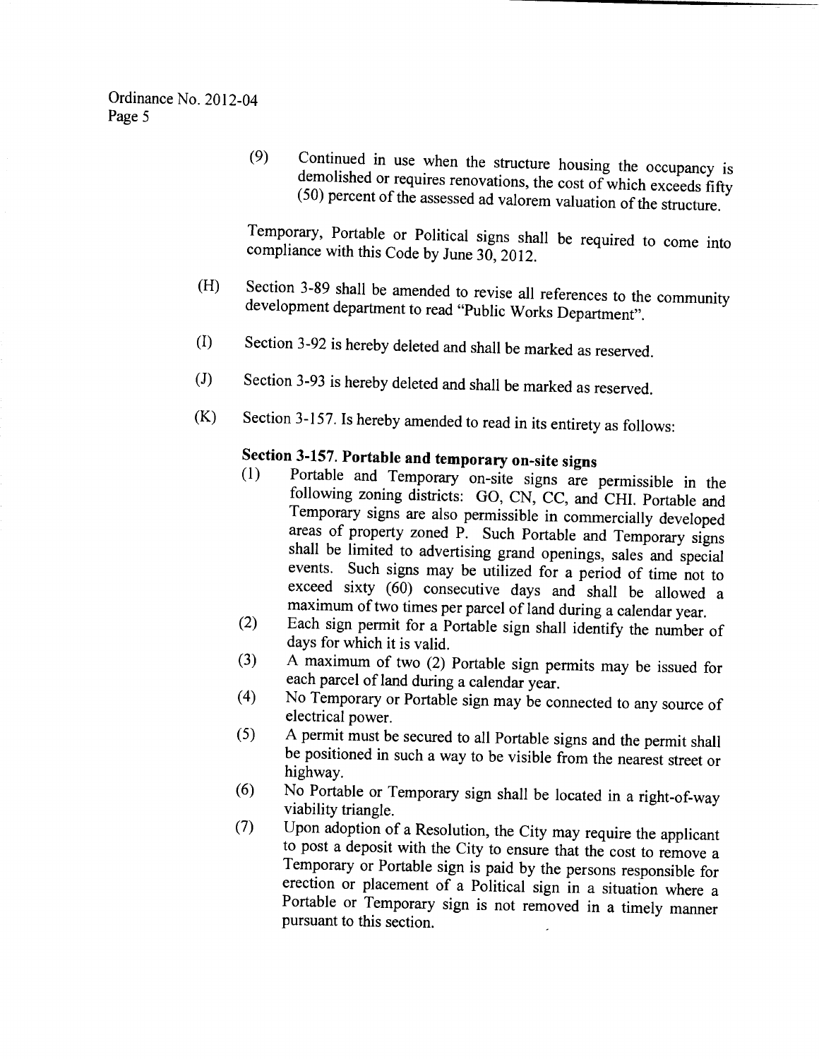(9) Continued in use when the structure housing the occupancy is demolished or requires renovations, the cost of which exceeds fifty (50) percent of the assessed ad valorem valuation of the structure.

Temporary, Portable or Political signs shall be required to come into compliance with this Code by June 30, 2012.

(H) Section 3-89 shall be amended to revise all references to the community development department to read "Public Works Department".

(I) Section 3-92 is hereby deleted and shall be marked as reserved.

(J) Section 3-93 is hereby deleted and shall be marked as reserved.

(K) Section 3-157. Is hereby amended to read in its entirety as follows:

**Section 3-157. Portable and temporary on-site signs**

(1) Portable and Temporary on-site signs are permissible in the following zoning districts: GO, CN, CC, and CHI. Portable and Temporary signs are also permissible in commercially developed areas of property zoned P. Such Portable and Temporary signs shall be limited to advertising grand openings, sales and special events. Such signs may be utilized for a period of time not to exceed sixty (60) consecutive days and shall be allowed a maximum of two times per parcel of land during a calendar year.

(2) Each sign permit for a Portable sign shall identify the number of days for which it is valid.

(3) A maximum of two (2) Portable sign permits may be issued for each parcel of land during a calendar year.

(4) No Temporary or Portable sign may be connected to any source of electrical power.

(5) A permit must be secured to all Portable signs and the permit shall be positioned in such a way to be visible from the nearest street or highway.

(6) No Portable or Temporary sign shall be located in a right-of-way viability triangle.

(7) Upon adoption of a Resolution, the City may require the applicant to post a deposit with the City to ensure that the cost to remove a Temporary or Portable sign is paid by the persons responsible for erection or placement of a Political sign in a situation where a Portable or Temporary sign is not removed in a timely manner pursuant to this section.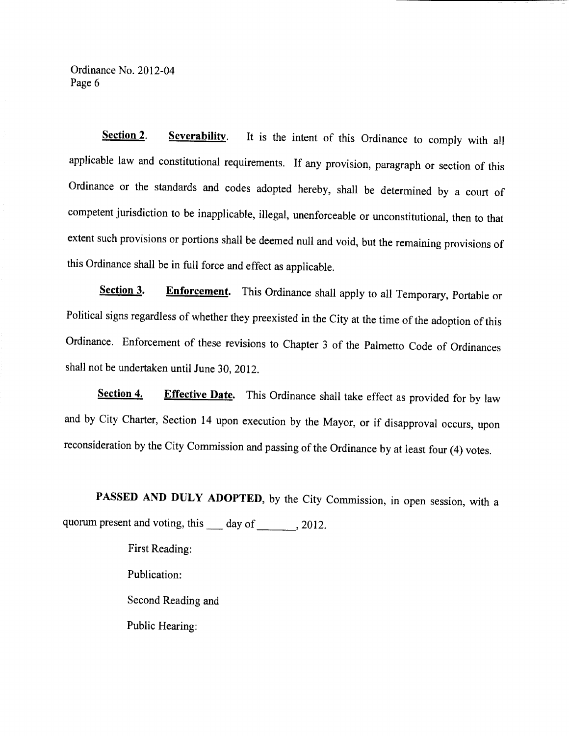**<u>Section 2</u>. <u>Severability</u>.** It is the intent of this Ordinance to comply with all applicable law and constitutional requirements. If any provision, paragraph or section of this Ordinance or the standards and codes adopted hereby, shall be determined by a court of competent jurisdiction to be inapplicable, illegal, unenforceable or unconstitutional, then to that extent such provisions or portions shall be deemed null and void, but the remaining provisions of this Ordinance shall be in full force and effect as applicable.

**<u>Section 3.</u> <u>Enforcement.</u>** This Ordinance shall apply to all Temporary, Portable or Political signs regardless of whether they preexisted in the City at the time of the adoption of this Ordinance. Enforcement of these revisions to Chapter 3 of the Palmetto Code of Ordinances shall not be undertaken until June 30, 2012.

**<u>Section 4.</u> <u>Effective Date.</u>** This Ordinance shall take effect as provided for by law and by City Charter, Section 14 upon execution by the Mayor, or if disapproval occurs, upon reconsideration by the City Commission and passing of the Ordinance by at least four (4) votes.

**PASSED AND DULY ADOPTED**, by the City Commission, in open session, with a quorum present and voting, this ___ day of _______, 2012.

First Reading:

Publication:

Second Reading and

Public Hearing: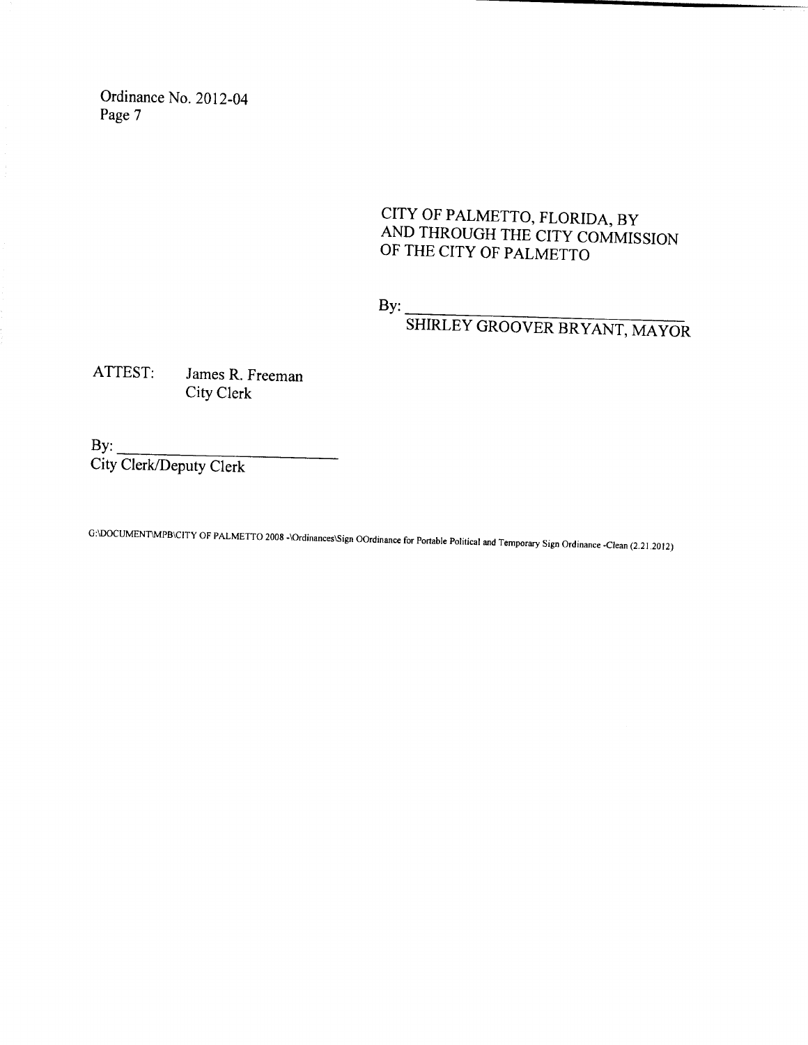Ordinance No. 2012-04
Page 7

CITY OF PALMETTO, FLORIDA, BY
AND THROUGH THE CITY COMMISSION
OF THE CITY OF PALMETTO

By: ______________________________
SHIRLEY GROOVER BRYANT, MAYOR

ATTEST: James R. Freeman
City Clerk

By: ______________________________
City Clerk/Deputy Clerk

G:\DOCUMENT\MPB\CITY OF PALMETTO 2008 -\Ordinances\Sign OOrdinance for Portable Political and Temporary Sign Ordinance -Clean (2.21.2012)